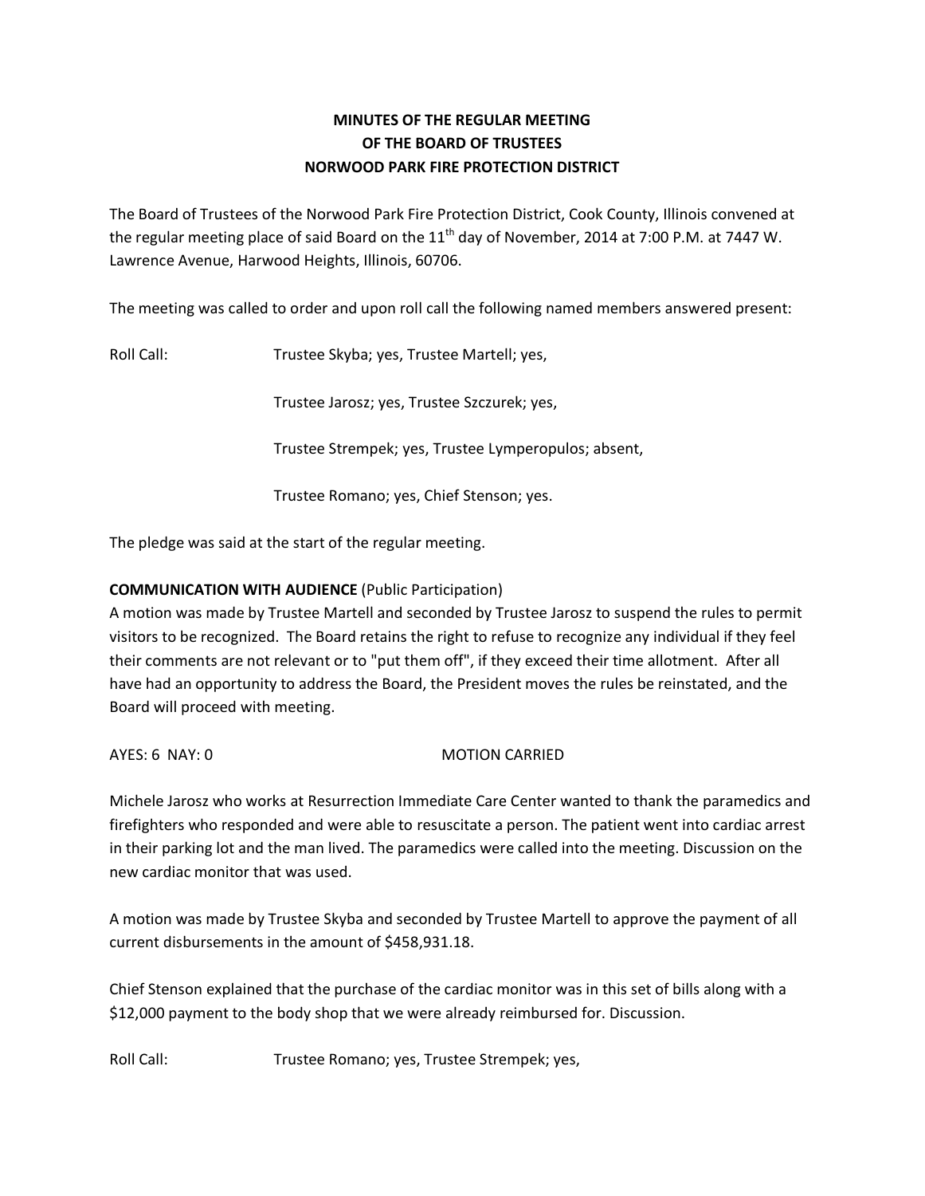**MINUTES OF THE REGULAR MEETING**
**OF THE BOARD OF TRUSTEES**
**NORWOOD PARK FIRE PROTECTION DISTRICT**

The Board of Trustees of the Norwood Park Fire Protection District, Cook County, Illinois convened at the regular meeting place of said Board on the 11th day of November, 2014 at 7:00 P.M. at 7447 W. Lawrence Avenue, Harwood Heights, Illinois, 60706.

The meeting was called to order and upon roll call the following named members answered present:

Roll Call: Trustee Skyba; yes, Trustee Martell; yes,

Trustee Jarosz; yes, Trustee Szczurek; yes,

Trustee Strempek; yes, Trustee Lymperopulos; absent,

Trustee Romano; yes, Chief Stenson; yes.

The pledge was said at the start of the regular meeting.

**COMMUNICATION WITH AUDIENCE** (Public Participation)
A motion was made by Trustee Martell and seconded by Trustee Jarosz to suspend the rules to permit visitors to be recognized. The Board retains the right to refuse to recognize any individual if they feel their comments are not relevant or to "put them off", if they exceed their time allotment. After all have had an opportunity to address the Board, the President moves the rules be reinstated, and the Board will proceed with meeting.

AYES: 6 NAY: 0 MOTION CARRIED

Michele Jarosz who works at Resurrection Immediate Care Center wanted to thank the paramedics and firefighters who responded and were able to resuscitate a person. The patient went into cardiac arrest in their parking lot and the man lived. The paramedics were called into the meeting. Discussion on the new cardiac monitor that was used.

A motion was made by Trustee Skyba and seconded by Trustee Martell to approve the payment of all current disbursements in the amount of $458,931.18.

Chief Stenson explained that the purchase of the cardiac monitor was in this set of bills along with a $12,000 payment to the body shop that we were already reimbursed for. Discussion.

Roll Call: Trustee Romano; yes, Trustee Strempek; yes,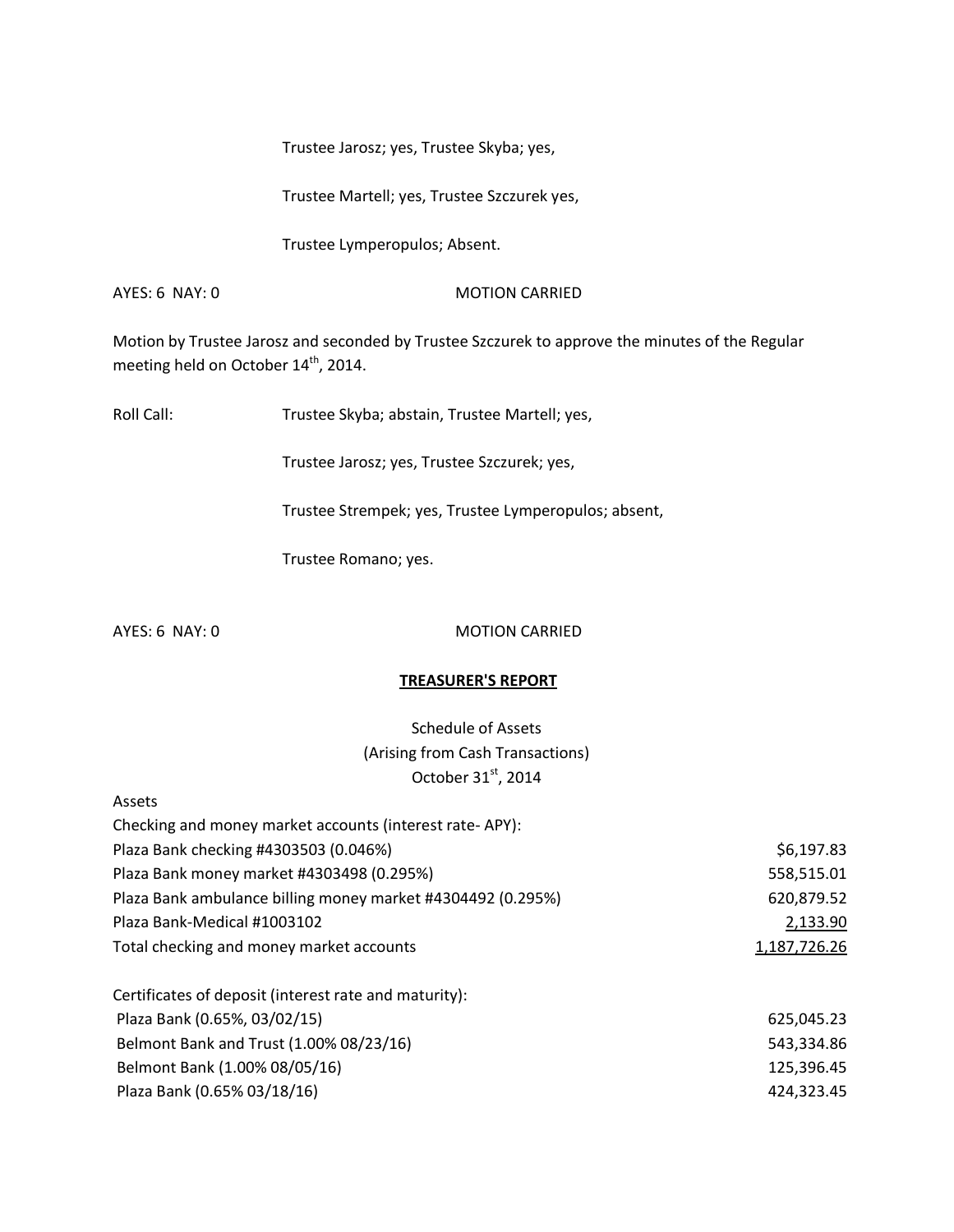Trustee Jarosz; yes, Trustee Skyba; yes,

Trustee Martell; yes, Trustee Szczurek yes,

Trustee Lymperopulos; Absent.

AYES: 6 NAY: 0 MOTION CARRIED

Motion by Trustee Jarosz and seconded by Trustee Szczurek to approve the minutes of the Regular meeting held on October 14th, 2014.

Roll Call: Trustee Skyba; abstain, Trustee Martell; yes,

Trustee Jarosz; yes, Trustee Szczurek; yes,

Trustee Strempek; yes, Trustee Lymperopulos; absent,

Trustee Romano; yes.

AYES: 6 NAY: 0 MOTION CARRIED

**TREASURER'S REPORT**

Schedule of Assets
(Arising from Cash Transactions)
October 31st, 2014

| Assets | |
|---|---|
| Checking and money market accounts (interest rate- APY): | |
| Plaza Bank checking #4303503 (0.046%) | $6,197.83 |
| Plaza Bank money market #4303498 (0.295%) | 558,515.01 |
| Plaza Bank ambulance billing money market #4304492 (0.295%) | 620,879.52 |
| Plaza Bank-Medical #1003102 | 2,133.90 |
| Total checking and money market accounts | 1,187,726.26 |
| | |
| Certificates of deposit (interest rate and maturity): | |
| Plaza Bank (0.65%, 03/02/15) | 625,045.23 |
| Belmont Bank and Trust (1.00% 08/23/16) | 543,334.86 |
| Belmont Bank (1.00% 08/05/16) | 125,396.45 |
| Plaza Bank (0.65% 03/18/16) | 424,323.45 |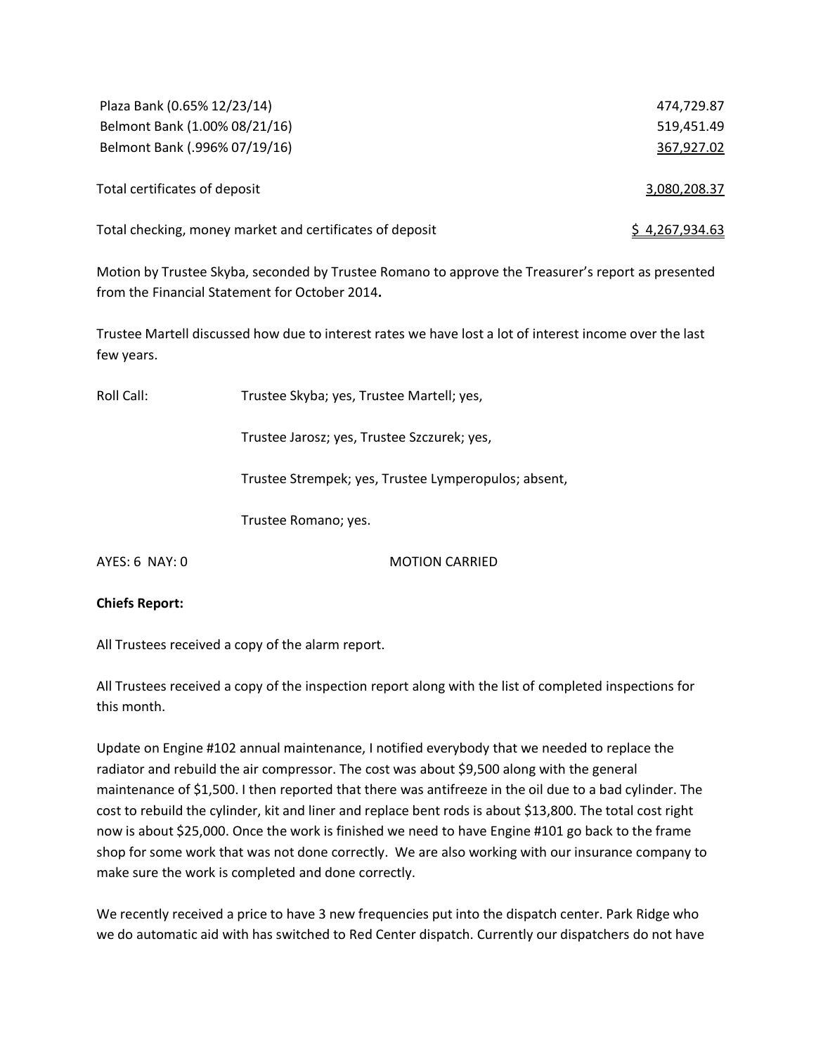| | |
|---|---|
| Plaza Bank (0.65% 12/23/14) | 474,729.87 |
| Belmont Bank (1.00% 08/21/16) | 519,451.49 |
| Belmont Bank (.996% 07/19/16) | 367,927.02 |
| | |
| Total certificates of deposit | 3,080,208.37 |
| | |
| Total checking, money market and certificates of deposit | $ 4,267,934.63 |

Motion by Trustee Skyba, seconded by Trustee Romano to approve the Treasurer's report as presented from the Financial Statement for October 2014**.**

Trustee Martell discussed how due to interest rates we have lost a lot of interest income over the last few years.

Roll Call: Trustee Skyba; yes, Trustee Martell; yes,

Trustee Jarosz; yes, Trustee Szczurek; yes,

Trustee Strempek; yes, Trustee Lymperopulos; absent,

Trustee Romano; yes.

AYES: 6 NAY: 0 MOTION CARRIED

**Chiefs Report:**

All Trustees received a copy of the alarm report.

All Trustees received a copy of the inspection report along with the list of completed inspections for this month.

Update on Engine #102 annual maintenance, I notified everybody that we needed to replace the radiator and rebuild the air compressor. The cost was about $9,500 along with the general maintenance of $1,500. I then reported that there was antifreeze in the oil due to a bad cylinder. The cost to rebuild the cylinder, kit and liner and replace bent rods is about $13,800. The total cost right now is about $25,000. Once the work is finished we need to have Engine #101 go back to the frame shop for some work that was not done correctly. We are also working with our insurance company to make sure the work is completed and done correctly.

We recently received a price to have 3 new frequencies put into the dispatch center. Park Ridge who we do automatic aid with has switched to Red Center dispatch. Currently our dispatchers do not have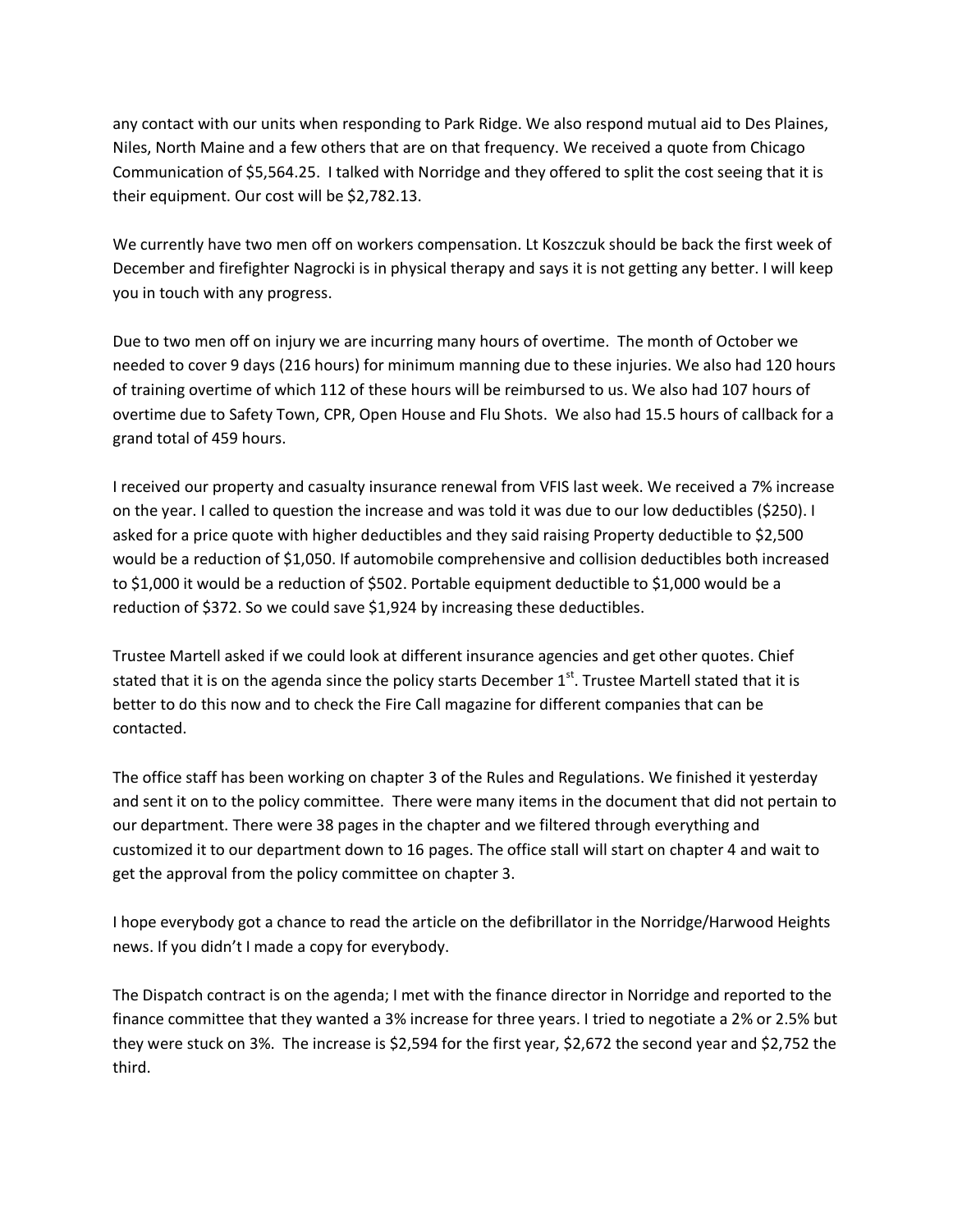any contact with our units when responding to Park Ridge. We also respond mutual aid to Des Plaines, Niles, North Maine and a few others that are on that frequency. We received a quote from Chicago Communication of $5,564.25. I talked with Norridge and they offered to split the cost seeing that it is their equipment. Our cost will be $2,782.13.

We currently have two men off on workers compensation. Lt Koszczuk should be back the first week of December and firefighter Nagrocki is in physical therapy and says it is not getting any better. I will keep you in touch with any progress.

Due to two men off on injury we are incurring many hours of overtime. The month of October we needed to cover 9 days (216 hours) for minimum manning due to these injuries. We also had 120 hours of training overtime of which 112 of these hours will be reimbursed to us. We also had 107 hours of overtime due to Safety Town, CPR, Open House and Flu Shots. We also had 15.5 hours of callback for a grand total of 459 hours.

I received our property and casualty insurance renewal from VFIS last week. We received a 7% increase on the year. I called to question the increase and was told it was due to our low deductibles ($250). I asked for a price quote with higher deductibles and they said raising Property deductible to $2,500 would be a reduction of $1,050. If automobile comprehensive and collision deductibles both increased to $1,000 it would be a reduction of $502. Portable equipment deductible to $1,000 would be a reduction of $372. So we could save $1,924 by increasing these deductibles.

Trustee Martell asked if we could look at different insurance agencies and get other quotes. Chief stated that it is on the agenda since the policy starts December 1st. Trustee Martell stated that it is better to do this now and to check the Fire Call magazine for different companies that can be contacted.

The office staff has been working on chapter 3 of the Rules and Regulations. We finished it yesterday and sent it on to the policy committee. There were many items in the document that did not pertain to our department. There were 38 pages in the chapter and we filtered through everything and customized it to our department down to 16 pages. The office stall will start on chapter 4 and wait to get the approval from the policy committee on chapter 3.

I hope everybody got a chance to read the article on the defibrillator in the Norridge/Harwood Heights news. If you didn't I made a copy for everybody.

The Dispatch contract is on the agenda; I met with the finance director in Norridge and reported to the finance committee that they wanted a 3% increase for three years. I tried to negotiate a 2% or 2.5% but they were stuck on 3%. The increase is $2,594 for the first year, $2,672 the second year and $2,752 the third.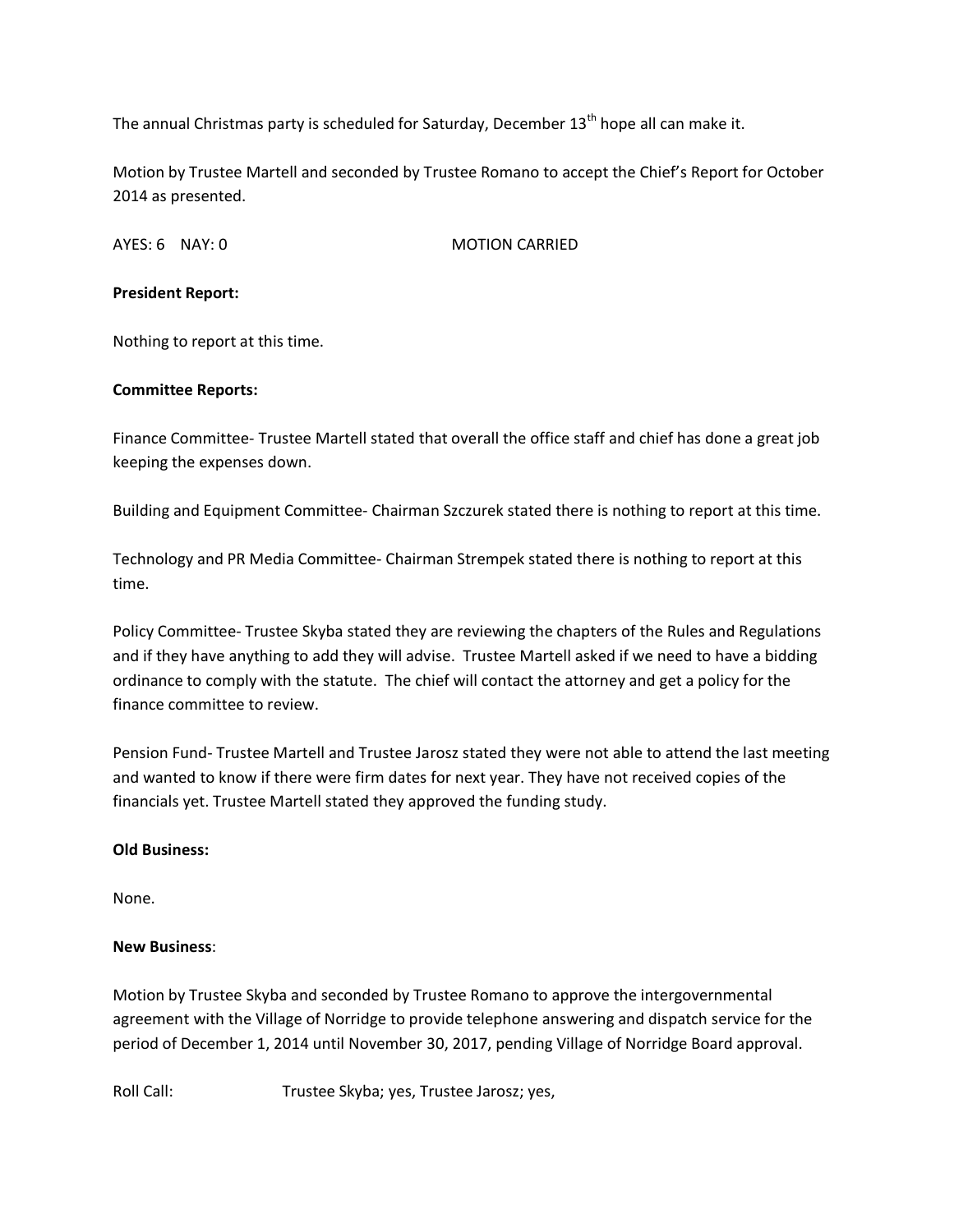The annual Christmas party is scheduled for Saturday, December 13th hope all can make it.

Motion by Trustee Martell and seconded by Trustee Romano to accept the Chief's Report for October 2014 as presented.

AYES: 6 NAY: 0 MOTION CARRIED

**President Report:**

Nothing to report at this time.

**Committee Reports:**

Finance Committee- Trustee Martell stated that overall the office staff and chief has done a great job keeping the expenses down.

Building and Equipment Committee- Chairman Szczurek stated there is nothing to report at this time.

Technology and PR Media Committee- Chairman Strempek stated there is nothing to report at this time.

Policy Committee- Trustee Skyba stated they are reviewing the chapters of the Rules and Regulations and if they have anything to add they will advise. Trustee Martell asked if we need to have a bidding ordinance to comply with the statute. The chief will contact the attorney and get a policy for the finance committee to review.

Pension Fund- Trustee Martell and Trustee Jarosz stated they were not able to attend the last meeting and wanted to know if there were firm dates for next year. They have not received copies of the financials yet. Trustee Martell stated they approved the funding study.

**Old Business:**

None.

**New Business**:

Motion by Trustee Skyba and seconded by Trustee Romano to approve the intergovernmental agreement with the Village of Norridge to provide telephone answering and dispatch service for the period of December 1, 2014 until November 30, 2017, pending Village of Norridge Board approval.

Roll Call: Trustee Skyba; yes, Trustee Jarosz; yes,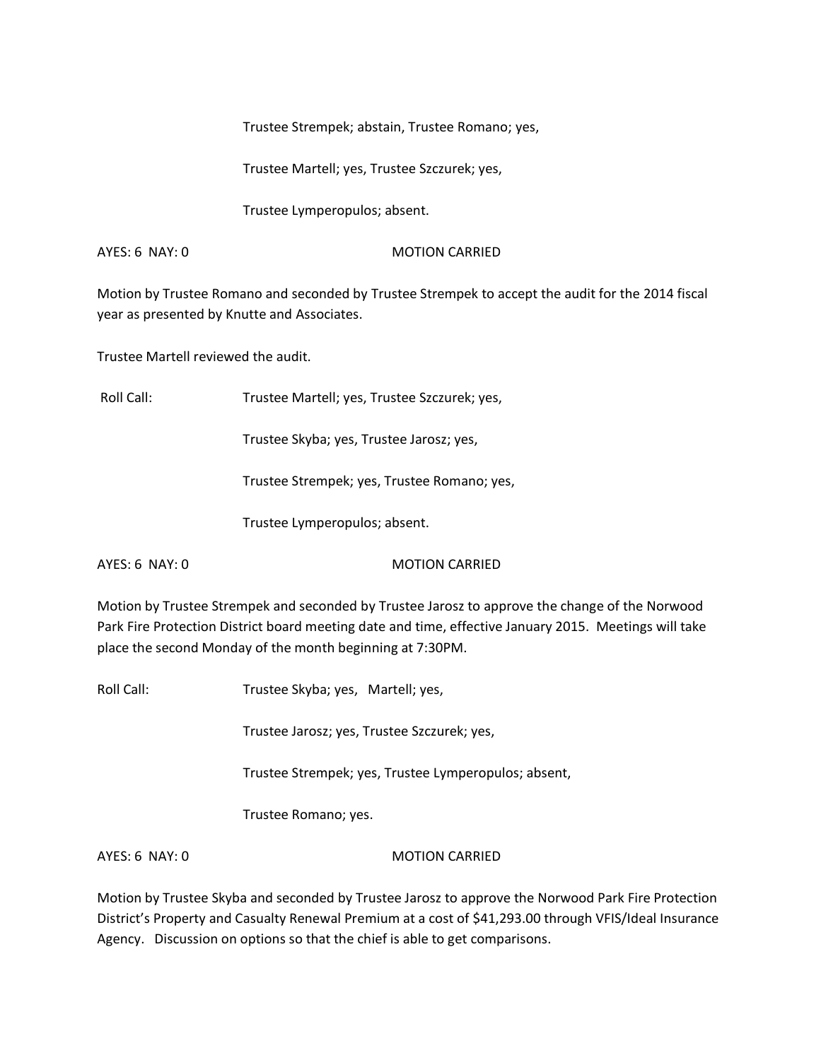Trustee Strempek; abstain, Trustee Romano; yes,

Trustee Martell; yes, Trustee Szczurek; yes,

Trustee Lymperopulos; absent.

AYES: 6 NAY: 0 MOTION CARRIED

Motion by Trustee Romano and seconded by Trustee Strempek to accept the audit for the 2014 fiscal year as presented by Knutte and Associates.

Trustee Martell reviewed the audit.

Roll Call: Trustee Martell; yes, Trustee Szczurek; yes,

Trustee Skyba; yes, Trustee Jarosz; yes,

Trustee Strempek; yes, Trustee Romano; yes,

Trustee Lymperopulos; absent.

AYES: 6 NAY: 0 MOTION CARRIED

Motion by Trustee Strempek and seconded by Trustee Jarosz to approve the change of the Norwood Park Fire Protection District board meeting date and time, effective January 2015. Meetings will take place the second Monday of the month beginning at 7:30PM.

Roll Call: Trustee Skyba; yes, Martell; yes,

Trustee Jarosz; yes, Trustee Szczurek; yes,

Trustee Strempek; yes, Trustee Lymperopulos; absent,

Trustee Romano; yes.

AYES: 6 NAY: 0 MOTION CARRIED

Motion by Trustee Skyba and seconded by Trustee Jarosz to approve the Norwood Park Fire Protection District's Property and Casualty Renewal Premium at a cost of $41,293.00 through VFIS/Ideal Insurance Agency. Discussion on options so that the chief is able to get comparisons.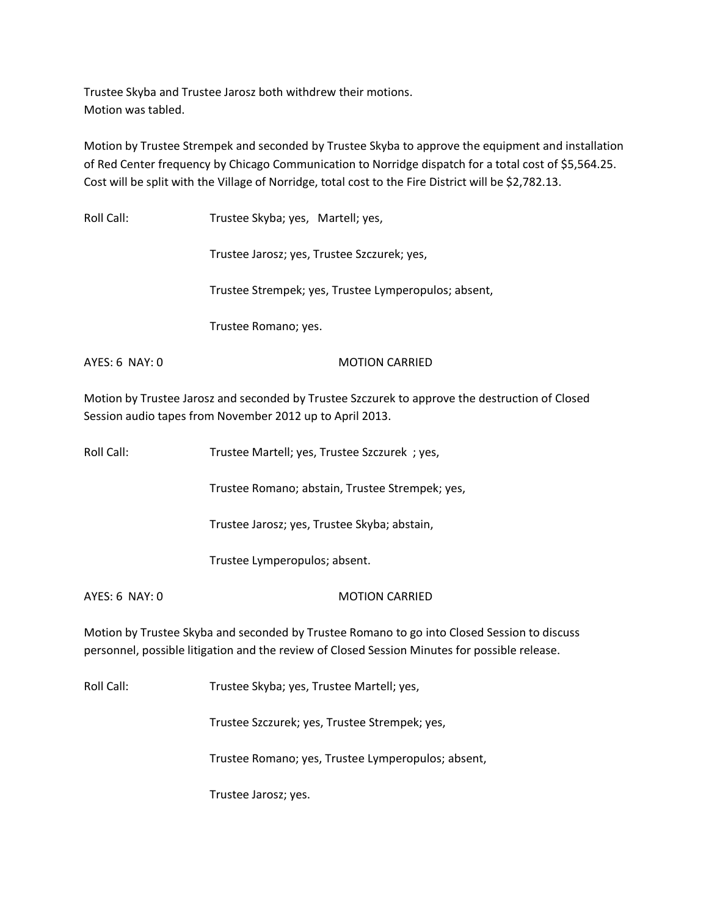Trustee Skyba and Trustee Jarosz both withdrew their motions.
Motion was tabled.

Motion by Trustee Strempek and seconded by Trustee Skyba to approve the equipment and installation of Red Center frequency by Chicago Communication to Norridge dispatch for a total cost of $5,564.25. Cost will be split with the Village of Norridge, total cost to the Fire District will be $2,782.13.

Roll Call: Trustee Skyba; yes, Martell; yes,

Trustee Jarosz; yes, Trustee Szczurek; yes,

Trustee Strempek; yes, Trustee Lymperopulos; absent,

Trustee Romano; yes.

AYES: 6 NAY: 0 MOTION CARRIED

Motion by Trustee Jarosz and seconded by Trustee Szczurek to approve the destruction of Closed Session audio tapes from November 2012 up to April 2013.

Roll Call: Trustee Martell; yes, Trustee Szczurek ; yes,

Trustee Romano; abstain, Trustee Strempek; yes,

Trustee Jarosz; yes, Trustee Skyba; abstain,

Trustee Lymperopulos; absent.

AYES: 6 NAY: 0 MOTION CARRIED

Motion by Trustee Skyba and seconded by Trustee Romano to go into Closed Session to discuss personnel, possible litigation and the review of Closed Session Minutes for possible release.

Roll Call: Trustee Skyba; yes, Trustee Martell; yes,

Trustee Szczurek; yes, Trustee Strempek; yes,

Trustee Romano; yes, Trustee Lymperopulos; absent,

Trustee Jarosz; yes.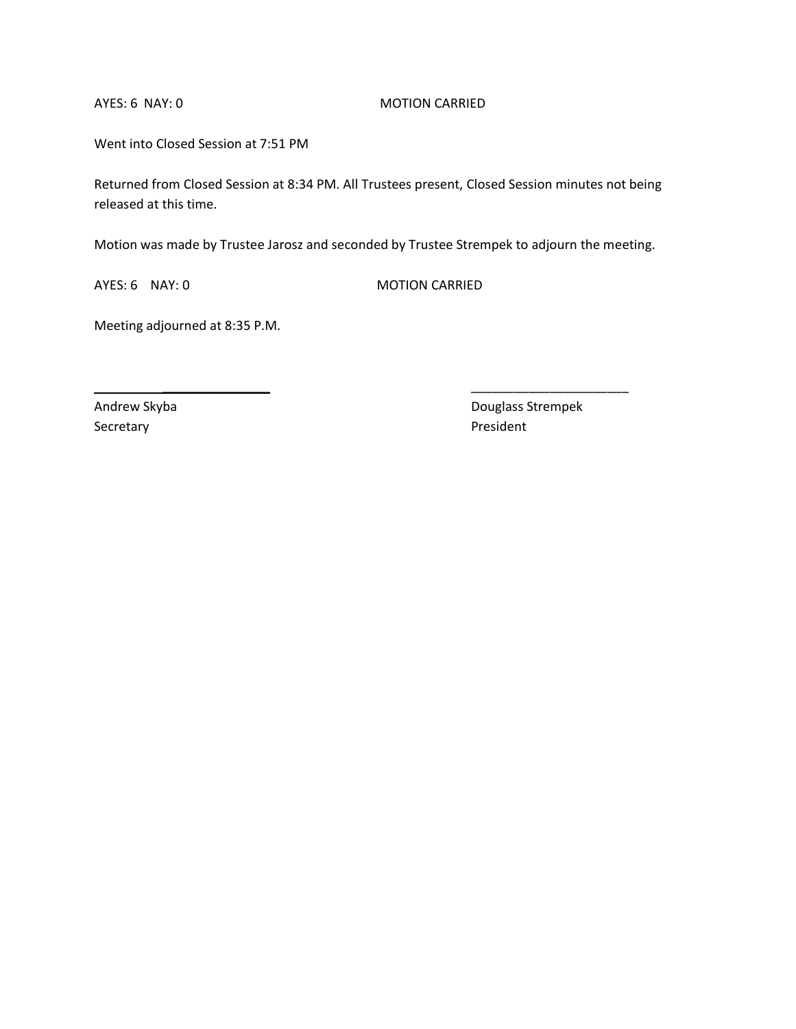AYES: 6 NAY: 0 MOTION CARRIED

Went into Closed Session at 7:51 PM

Returned from Closed Session at 8:34 PM. All Trustees present, Closed Session minutes not being released at this time.

Motion was made by Trustee Jarosz and seconded by Trustee Strempek to adjourn the meeting.

AYES: 6 NAY: 0 MOTION CARRIED

Meeting adjourned at 8:35 P.M.

| | |
|---|---|
| _______________ | _______________ |
| Andrew Skyba | Douglass Strempek |
| Secretary | President |